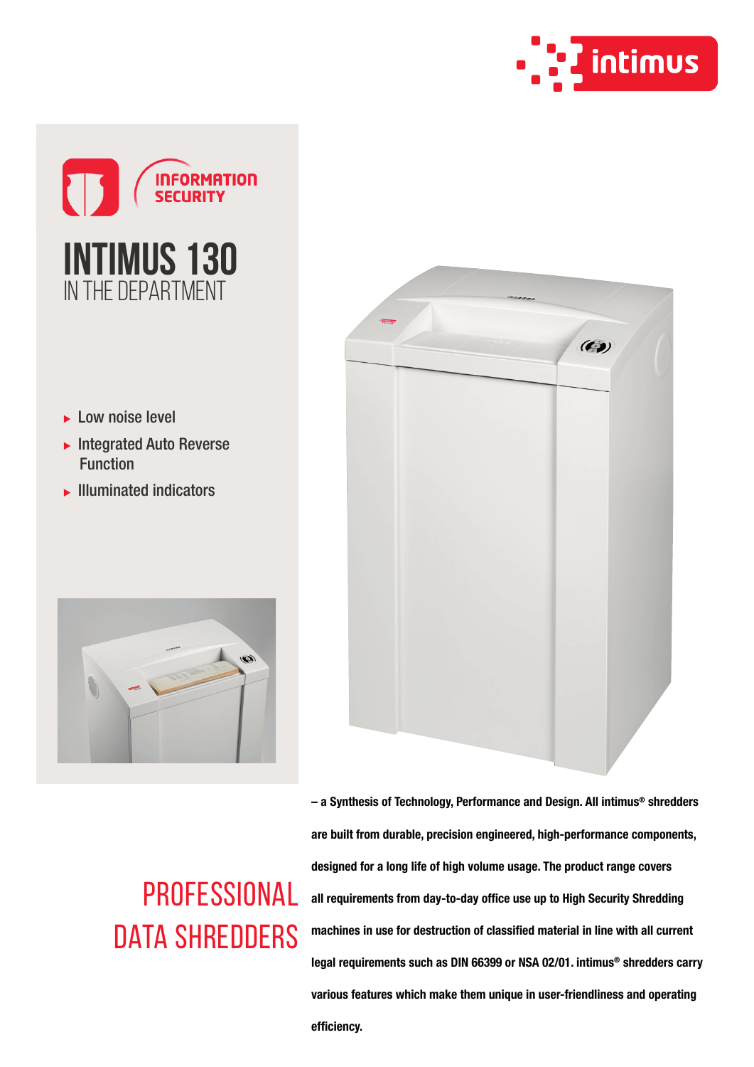INFORMATION SECURITY

# INTIMUS 130
## IN THE DEPARTMENT

- Low noise level
- Integrated Auto Reverse Function
- Illuminated indicators

## PROFESSIONAL DATA SHREDDERS

**– a Synthesis of Technology, Performance and Design. All intimus® shredders are built from durable, precision engineered, high-performance components, designed for a long life of high volume usage. The product range covers all requirements from day-to-day office use up to High Security Shredding machines in use for destruction of classified material in line with all current legal requirements such as DIN 66399 or NSA 02/01. intimus® shredders carry various features which make them unique in user-friendliness and operating efficiency.**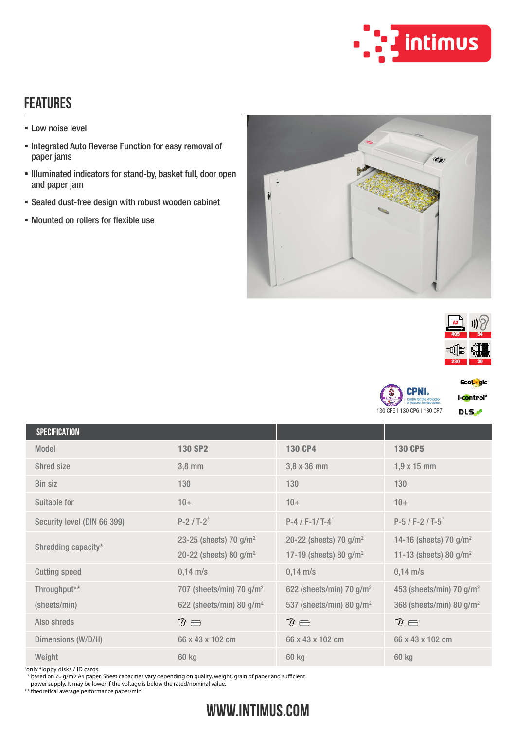## FEATURES

- Low noise level
- Integrated Auto Reverse Function for easy removal of paper jams
- Illuminated indicators for stand-by, basket full, door open and paper jam
- Sealed dust-free design with robust wooden cabinet
- Mounted on rollers for flexible use

A3 405 | 54 | 230 | 30

130 CP5 | 130 CP6 | 130 CP7

| SPECIFICATION | | | |
|---|---|---|---|
| Model | 130 SP2 | 130 CP4 | 130 CP5 |
| Shred size | 3,8 mm | 3,8 x 36 mm | 1,9 x 15 mm |
| Bin siz | 130 | 130 | 130 |
| Suitable for | 10+ | 10+ | 10+ |
| Security level (DIN 66 399) | P-2 / T-2+ | P-4 / F-1/ T-4+ | P-5 / F-2 / T-5+ |
| Shredding capacity* | 23-25 (sheets) 70 g/m² 20-22 (sheets) 80 g/m² | 20-22 (sheets) 70 g/m² 17-19 (sheets) 80 g/m² | 14-16 (sheets) 70 g/m² 11-13 (sheets) 80 g/m² |
| Cutting speed | 0,14 m/s | 0,14 m/s | 0,14 m/s |
| Throughput** (sheets/min) | 707 (sheets/min) 70 g/m² 622 (sheets/min) 80 g/m² | 622 (sheets/min) 70 g/m² 537 (sheets/min) 80 g/m² | 453 (sheets/min) 70 g/m² 368 (sheets/min) 80 g/m² |
| Also shreds | | | |
| Dimensions (W/D/H) | 66 x 43 x 102 cm | 66 x 43 x 102 cm | 66 x 43 x 102 cm |
| Weight | 60 kg | 60 kg | 60 kg |

+only floppy disks / ID cards
\* based on 70 g/m2 A4 paper. Sheet capacities vary depending on quality, weight, grain of paper and sufficient power supply. It may be lower if the voltage is below the rated/nominal value.
\*\* theoretical average performance paper/min

**WWW.INTIMUS.COM**